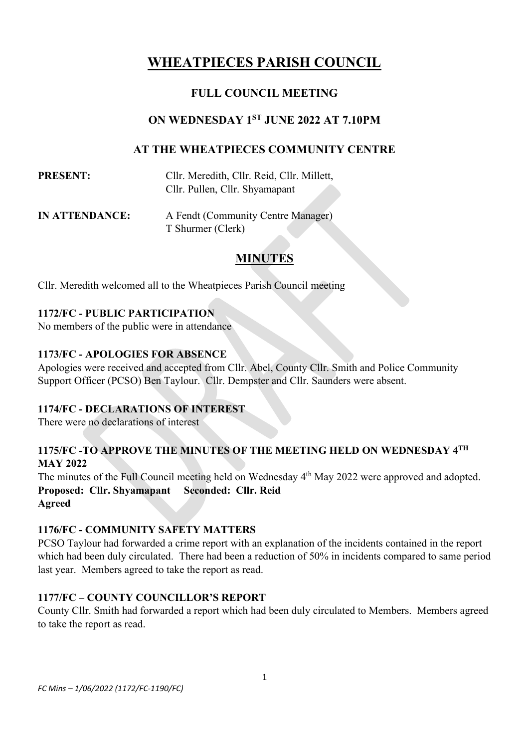# WHEATPIECES PARISH COUNCIL

## FULL COUNCIL MEETING

## ON WEDNESDAY 1ST JUNE 2022 AT 7.10PM

## AT THE WHEATPIECES COMMUNITY CENTRE

**PRESENT:** Cllr. Meredith, Cllr. Reid, Cllr. Millett, Cllr. Pullen, Cllr. Shyamapant

**IN ATTENDANCE:** A Fendt (Community Centre Manager)
T Shurmer (Clerk)

## MINUTES

Cllr. Meredith welcomed all to the Wheatpieces Parish Council meeting

**1172/FC - PUBLIC PARTICIPATION**
No members of the public were in attendance

**1173/FC - APOLOGIES FOR ABSENCE**
Apologies were received and accepted from Cllr. Abel, County Cllr. Smith and Police Community Support Officer (PCSO) Ben Taylour. Cllr. Dempster and Cllr. Saunders were absent.

**1174/FC - DECLARATIONS OF INTEREST**
There were no declarations of interest

**1175/FC -TO APPROVE THE MINUTES OF THE MEETING HELD ON WEDNESDAY 4TH MAY 2022**
The minutes of the Full Council meeting held on Wednesday 4th May 2022 were approved and adopted.
**Proposed: Cllr. Shyamapant Seconded: Cllr. Reid**
**Agreed**

**1176/FC - COMMUNITY SAFETY MATTERS**
PCSO Taylour had forwarded a crime report with an explanation of the incidents contained in the report which had been duly circulated. There had been a reduction of 50% in incidents compared to same period last year. Members agreed to take the report as read.

**1177/FC – COUNTY COUNCILLOR'S REPORT**
County Cllr. Smith had forwarded a report which had been duly circulated to Members. Members agreed to take the report as read.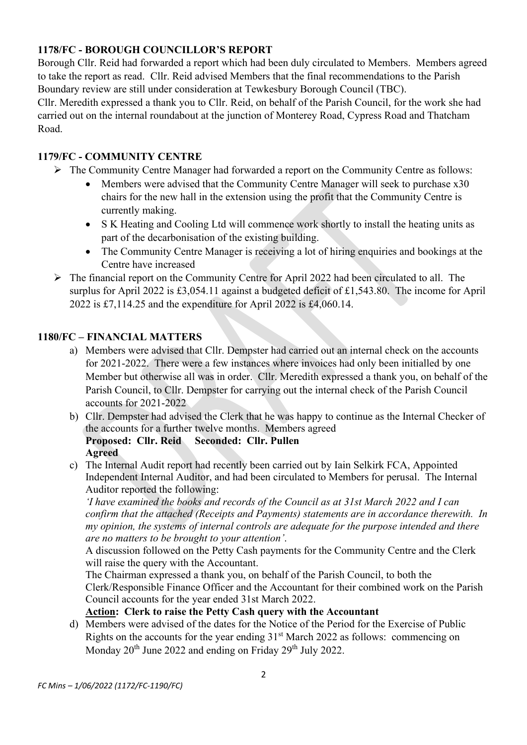**1178/FC - BOROUGH COUNCILLOR'S REPORT**

Borough Cllr. Reid had forwarded a report which had been duly circulated to Members. Members agreed to take the report as read. Cllr. Reid advised Members that the final recommendations to the Parish Boundary review are still under consideration at Tewkesbury Borough Council (TBC).

Cllr. Meredith expressed a thank you to Cllr. Reid, on behalf of the Parish Council, for the work she had carried out on the internal roundabout at the junction of Monterey Road, Cypress Road and Thatcham Road.

**1179/FC - COMMUNITY CENTRE**

- The Community Centre Manager had forwarded a report on the Community Centre as follows:
  - Members were advised that the Community Centre Manager will seek to purchase x30 chairs for the new hall in the extension using the profit that the Community Centre is currently making.
  - S K Heating and Cooling Ltd will commence work shortly to install the heating units as part of the decarbonisation of the existing building.
  - The Community Centre Manager is receiving a lot of hiring enquiries and bookings at the Centre have increased
- The financial report on the Community Centre for April 2022 had been circulated to all. The surplus for April 2022 is £3,054.11 against a budgeted deficit of £1,543.80. The income for April 2022 is £7,114.25 and the expenditure for April 2022 is £4,060.14.

**1180/FC – FINANCIAL MATTERS**

a) Members were advised that Cllr. Dempster had carried out an internal check on the accounts for 2021-2022. There were a few instances where invoices had only been initialled by one Member but otherwise all was in order. Cllr. Meredith expressed a thank you, on behalf of the Parish Council, to Cllr. Dempster for carrying out the internal check of the Parish Council accounts for 2021-2022

b) Cllr. Dempster had advised the Clerk that he was happy to continue as the Internal Checker of the accounts for a further twelve months. Members agreed
**Proposed: Cllr. Reid Seconded: Cllr. Pullen**
**Agreed**

c) The Internal Audit report had recently been carried out by Iain Selkirk FCA, Appointed Independent Internal Auditor, and had been circulated to Members for perusal. The Internal Auditor reported the following:
*'I have examined the books and records of the Council as at 31st March 2022 and I can confirm that the attached (Receipts and Payments) statements are in accordance therewith. In my opinion, the systems of internal controls are adequate for the purpose intended and there are no matters to be brought to your attention'.*
A discussion followed on the Petty Cash payments for the Community Centre and the Clerk will raise the query with the Accountant.
The Chairman expressed a thank you, on behalf of the Parish Council, to both the Clerk/Responsible Finance Officer and the Accountant for their combined work on the Parish Council accounts for the year ended 31st March 2022.
**Action: Clerk to raise the Petty Cash query with the Accountant**

d) Members were advised of the dates for the Notice of the Period for the Exercise of Public Rights on the accounts for the year ending 31st March 2022 as follows: commencing on Monday 20th June 2022 and ending on Friday 29th July 2022.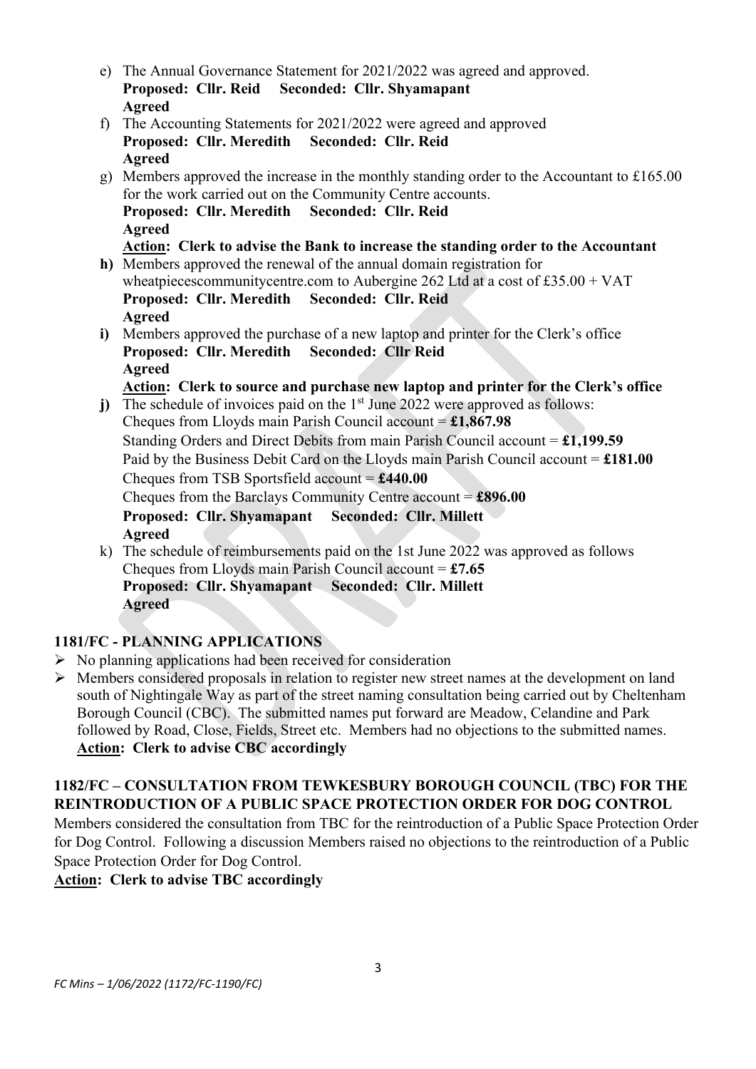e) The Annual Governance Statement for 2021/2022 was agreed and approved.
   **Proposed: Cllr. Reid  Seconded: Cllr. Shyamapant**
   **Agreed**

f) The Accounting Statements for 2021/2022 were agreed and approved
   **Proposed: Cllr. Meredith  Seconded: Cllr. Reid**
   **Agreed**

g) Members approved the increase in the monthly standing order to the Accountant to £165.00 for the work carried out on the Community Centre accounts.
   **Proposed: Cllr. Meredith  Seconded: Cllr. Reid**
   **Agreed**
   **Action: Clerk to advise the Bank to increase the standing order to the Accountant**

**h)** Members approved the renewal of the annual domain registration for wheatpiecescommunitycentre.com to Aubergine 262 Ltd at a cost of £35.00 + VAT
   **Proposed: Cllr. Meredith  Seconded: Cllr. Reid**
   **Agreed**

**i)** Members approved the purchase of a new laptop and printer for the Clerk's office
   **Proposed: Cllr. Meredith  Seconded: Cllr Reid**
   **Agreed**
   **Action: Clerk to source and purchase new laptop and printer for the Clerk's office**

**j)** The schedule of invoices paid on the 1st June 2022 were approved as follows:
   Cheques from Lloyds main Parish Council account = **£1,867.98**
   Standing Orders and Direct Debits from main Parish Council account = **£1,199.59**
   Paid by the Business Debit Card on the Lloyds main Parish Council account = **£181.00**
   Cheques from TSB Sportsfield account = **£440.00**
   Cheques from the Barclays Community Centre account = **£896.00**
   **Proposed: Cllr. Shyamapant  Seconded: Cllr. Millett**
   **Agreed**

k) The schedule of reimbursements paid on the 1st June 2022 was approved as follows
   Cheques from Lloyds main Parish Council account = **£7.65**
   **Proposed: Cllr. Shyamapant  Seconded: Cllr. Millett**
   **Agreed**

## 1181/FC - PLANNING APPLICATIONS

- No planning applications had been received for consideration
- Members considered proposals in relation to register new street names at the development on land south of Nightingale Way as part of the street naming consultation being carried out by Cheltenham Borough Council (CBC). The submitted names put forward are Meadow, Celandine and Park followed by Road, Close, Fields, Street etc. Members had no objections to the submitted names.
  **Action: Clerk to advise CBC accordingly**

## 1182/FC – CONSULTATION FROM TEWKESBURY BOROUGH COUNCIL (TBC) FOR THE REINTRODUCTION OF A PUBLIC SPACE PROTECTION ORDER FOR DOG CONTROL

Members considered the consultation from TBC for the reintroduction of a Public Space Protection Order for Dog Control. Following a discussion Members raised no objections to the reintroduction of a Public Space Protection Order for Dog Control.

**Action: Clerk to advise TBC accordingly**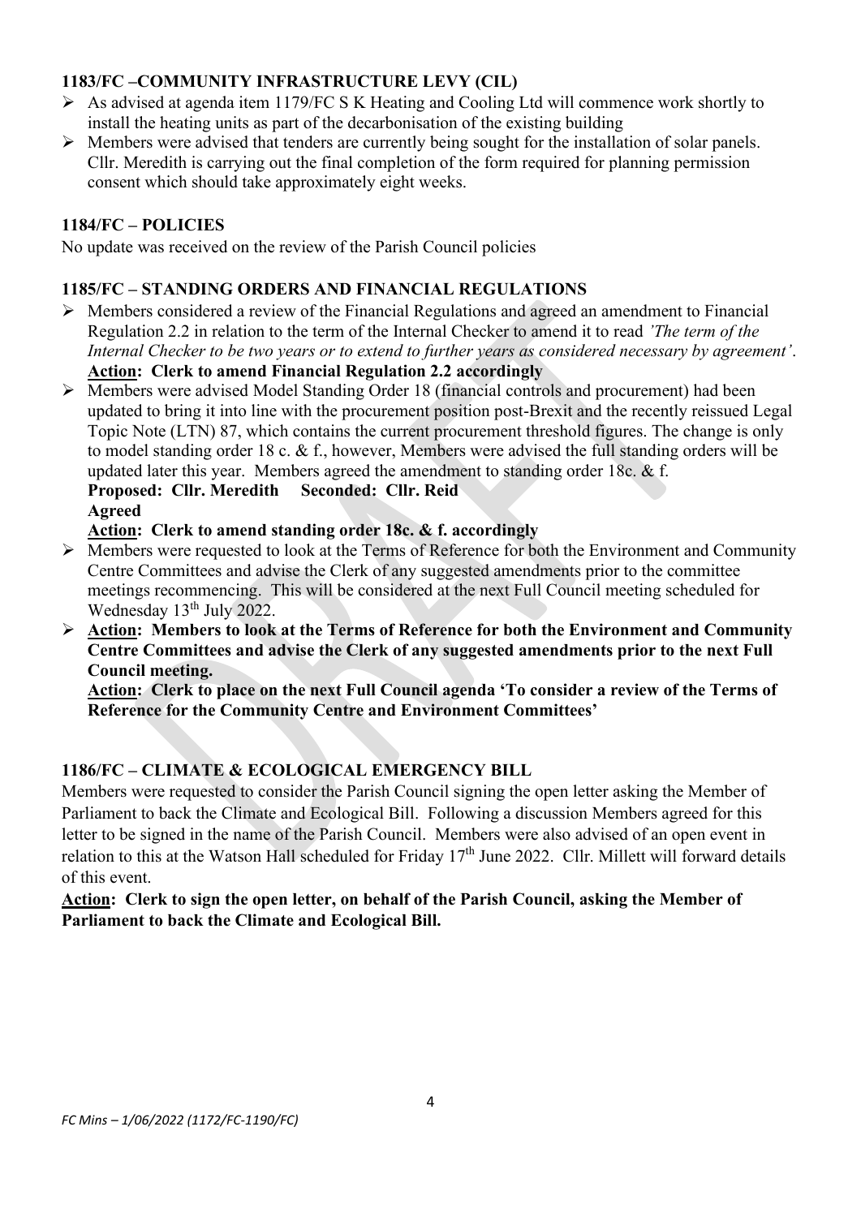### 1183/FC –COMMUNITY INFRASTRUCTURE LEVY (CIL)

- As advised at agenda item 1179/FC S K Heating and Cooling Ltd will commence work shortly to install the heating units as part of the decarbonisation of the existing building
- Members were advised that tenders are currently being sought for the installation of solar panels. Cllr. Meredith is carrying out the final completion of the form required for planning permission consent which should take approximately eight weeks.

### 1184/FC – POLICIES

No update was received on the review of the Parish Council policies

### 1185/FC – STANDING ORDERS AND FINANCIAL REGULATIONS

- Members considered a review of the Financial Regulations and agreed an amendment to Financial Regulation 2.2 in relation to the term of the Internal Checker to amend it to read *'The term of the Internal Checker to be two years or to extend to further years as considered necessary by agreement'*.
  **Action: Clerk to amend Financial Regulation 2.2 accordingly**
- Members were advised Model Standing Order 18 (financial controls and procurement) had been updated to bring it into line with the procurement position post-Brexit and the recently reissued Legal Topic Note (LTN) 87, which contains the current procurement threshold figures. The change is only to model standing order 18 c. & f., however, Members were advised the full standing orders will be updated later this year. Members agreed the amendment to standing order 18c. & f.
  **Proposed: Cllr. Meredith Seconded: Cllr. Reid**
  **Agreed**
  **Action: Clerk to amend standing order 18c. & f. accordingly**
- Members were requested to look at the Terms of Reference for both the Environment and Community Centre Committees and advise the Clerk of any suggested amendments prior to the committee meetings recommencing. This will be considered at the next Full Council meeting scheduled for Wednesday 13th July 2022.
- **Action: Members to look at the Terms of Reference for both the Environment and Community Centre Committees and advise the Clerk of any suggested amendments prior to the next Full Council meeting.**
  **Action: Clerk to place on the next Full Council agenda 'To consider a review of the Terms of Reference for the Community Centre and Environment Committees'**

### 1186/FC – CLIMATE & ECOLOGICAL EMERGENCY BILL

Members were requested to consider the Parish Council signing the open letter asking the Member of Parliament to back the Climate and Ecological Bill. Following a discussion Members agreed for this letter to be signed in the name of the Parish Council. Members were also advised of an open event in relation to this at the Watson Hall scheduled for Friday 17th June 2022. Cllr. Millett will forward details of this event.

**Action: Clerk to sign the open letter, on behalf of the Parish Council, asking the Member of Parliament to back the Climate and Ecological Bill.**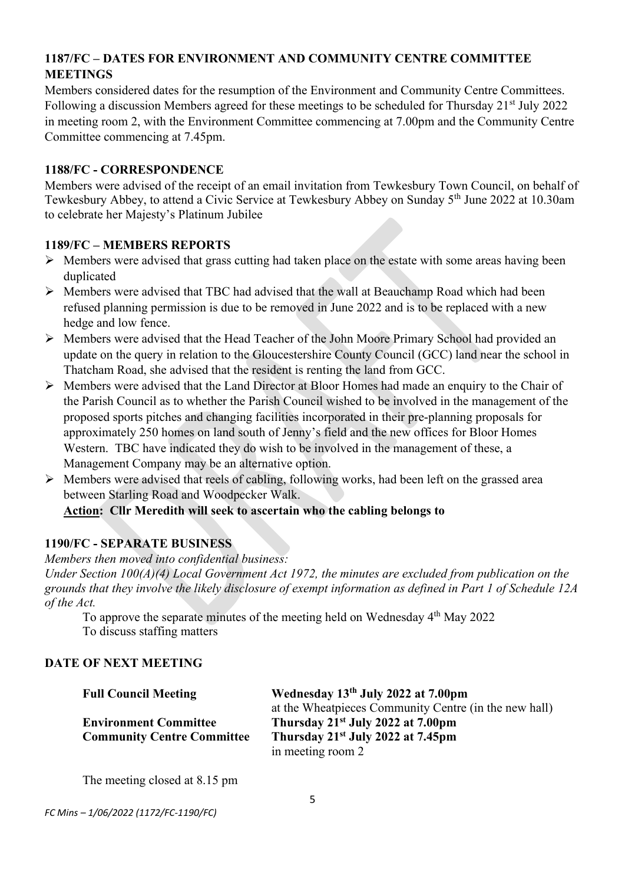### 1187/FC – DATES FOR ENVIRONMENT AND COMMUNITY CENTRE COMMITTEE MEETINGS

Members considered dates for the resumption of the Environment and Community Centre Committees. Following a discussion Members agreed for these meetings to be scheduled for Thursday 21st July 2022 in meeting room 2, with the Environment Committee commencing at 7.00pm and the Community Centre Committee commencing at 7.45pm.

### 1188/FC - CORRESPONDENCE

Members were advised of the receipt of an email invitation from Tewkesbury Town Council, on behalf of Tewkesbury Abbey, to attend a Civic Service at Tewkesbury Abbey on Sunday 5th June 2022 at 10.30am to celebrate her Majesty's Platinum Jubilee

### 1189/FC – MEMBERS REPORTS

- Members were advised that grass cutting had taken place on the estate with some areas having been duplicated
- Members were advised that TBC had advised that the wall at Beauchamp Road which had been refused planning permission is due to be removed in June 2022 and is to be replaced with a new hedge and low fence.
- Members were advised that the Head Teacher of the John Moore Primary School had provided an update on the query in relation to the Gloucestershire County Council (GCC) land near the school in Thatcham Road, she advised that the resident is renting the land from GCC.
- Members were advised that the Land Director at Bloor Homes had made an enquiry to the Chair of the Parish Council as to whether the Parish Council wished to be involved in the management of the proposed sports pitches and changing facilities incorporated in their pre-planning proposals for approximately 250 homes on land south of Jenny's field and the new offices for Bloor Homes Western. TBC have indicated they do wish to be involved in the management of these, a Management Company may be an alternative option.
- Members were advised that reels of cabling, following works, had been left on the grassed area between Starling Road and Woodpecker Walk.

  **<u>Action</u>: Cllr Meredith will seek to ascertain who the cabling belongs to**

### 1190/FC - SEPARATE BUSINESS

*Members then moved into confidential business:*

*Under Section 100(A)(4) Local Government Act 1972, the minutes are excluded from publication on the grounds that they involve the likely disclosure of exempt information as defined in Part 1 of Schedule 12A of the Act.*

To approve the separate minutes of the meeting held on Wednesday 4th May 2022

To discuss staffing matters

### DATE OF NEXT MEETING

| | |
|---|---|
| **Full Council Meeting** | **Wednesday 13th July 2022 at 7.00pm** at the Wheatpieces Community Centre (in the new hall) |
| **Environment Committee** | **Thursday 21st July 2022 at 7.00pm** |
| **Community Centre Committee** | **Thursday 21st July 2022 at 7.45pm** in meeting room 2 |

The meeting closed at 8.15 pm